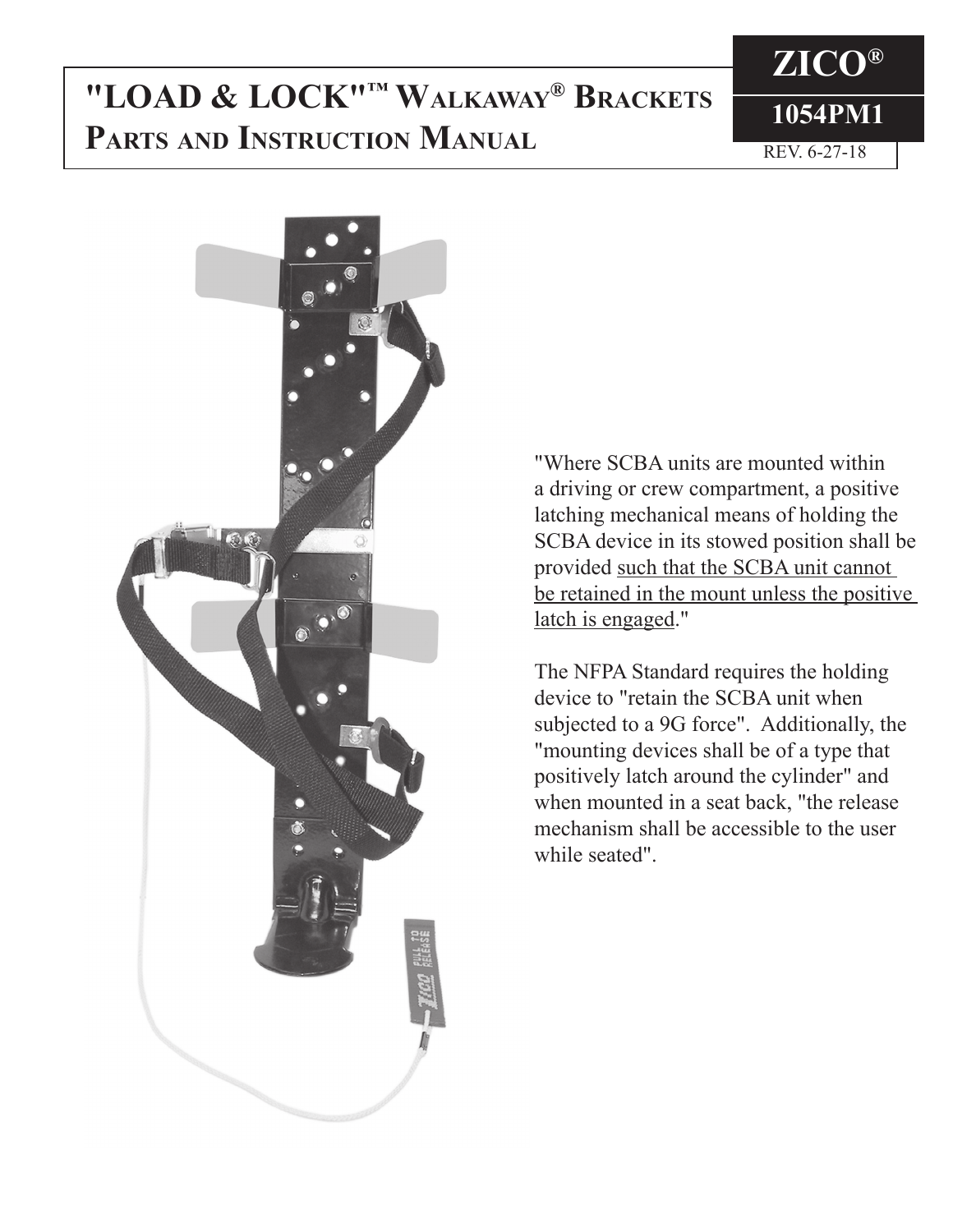# "LOAD & LOCK"™ WALKAWAY® BRACKETS
# PARTS AND INSTRUCTION MANUAL

**ZICO®**

**1054PM1**

REV. 6-27-18

"Where SCBA units are mounted within a driving or crew compartment, a positive latching mechanical means of holding the SCBA device in its stowed position shall be provided such that the SCBA unit cannot be retained in the mount unless the positive latch is engaged."

The NFPA Standard requires the holding device to "retain the SCBA unit when subjected to a 9G force". Additionally, the "mounting devices shall be of a type that positively latch around the cylinder" and when mounted in a seat back, "the release mechanism shall be accessible to the user while seated".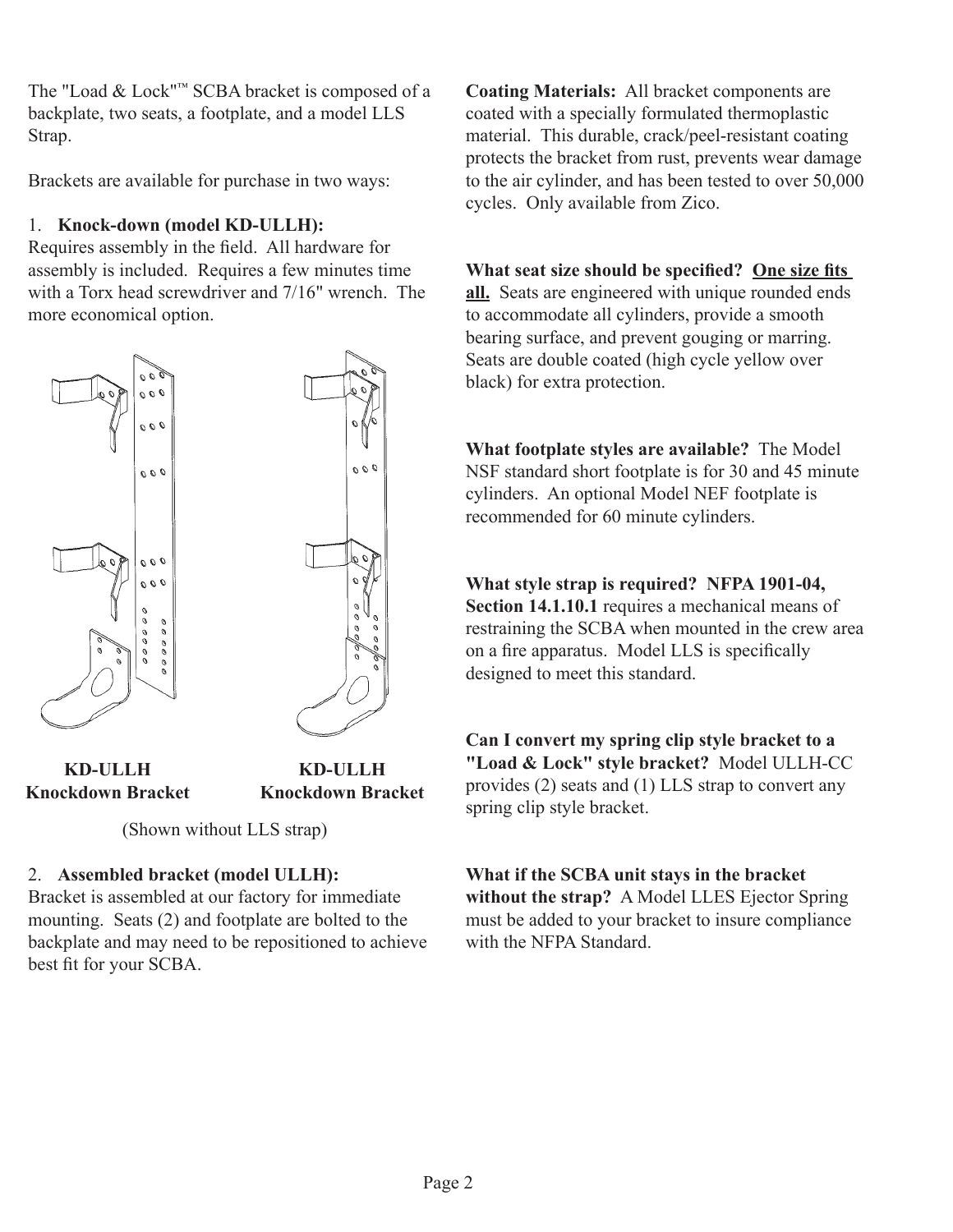The "Load & Lock"™ SCBA bracket is composed of a backplate, two seats, a footplate, and a model LLS Strap.

Brackets are available for purchase in two ways:

1. **Knock-down (model KD-ULLH):**
Requires assembly in the field. All hardware for assembly is included. Requires a few minutes time with a Torx head screwdriver and 7/16" wrench. The more economical option.

**KD-ULLH Knockdown Bracket** **KD-ULLH Knockdown Bracket**

(Shown without LLS strap)

2. **Assembled bracket (model ULLH):**
Bracket is assembled at our factory for immediate mounting. Seats (2) and footplate are bolted to the backplate and may need to be repositioned to achieve best fit for your SCBA.

**Coating Materials:** All bracket components are coated with a specially formulated thermoplastic material. This durable, crack/peel-resistant coating protects the bracket from rust, prevents wear damage to the air cylinder, and has been tested to over 50,000 cycles. Only available from Zico.

**What seat size should be specified? <u>One size fits all.</u>** Seats are engineered with unique rounded ends to accommodate all cylinders, provide a smooth bearing surface, and prevent gouging or marring. Seats are double coated (high cycle yellow over black) for extra protection.

**What footplate styles are available?** The Model NSF standard short footplate is for 30 and 45 minute cylinders. An optional Model NEF footplate is recommended for 60 minute cylinders.

**What style strap is required? NFPA 1901-04, Section 14.1.10.1** requires a mechanical means of restraining the SCBA when mounted in the crew area on a fire apparatus. Model LLS is specifically designed to meet this standard.

**Can I convert my spring clip style bracket to a "Load & Lock" style bracket?** Model ULLH-CC provides (2) seats and (1) LLS strap to convert any spring clip style bracket.

**What if the SCBA unit stays in the bracket without the strap?** A Model LLES Ejector Spring must be added to your bracket to insure compliance with the NFPA Standard.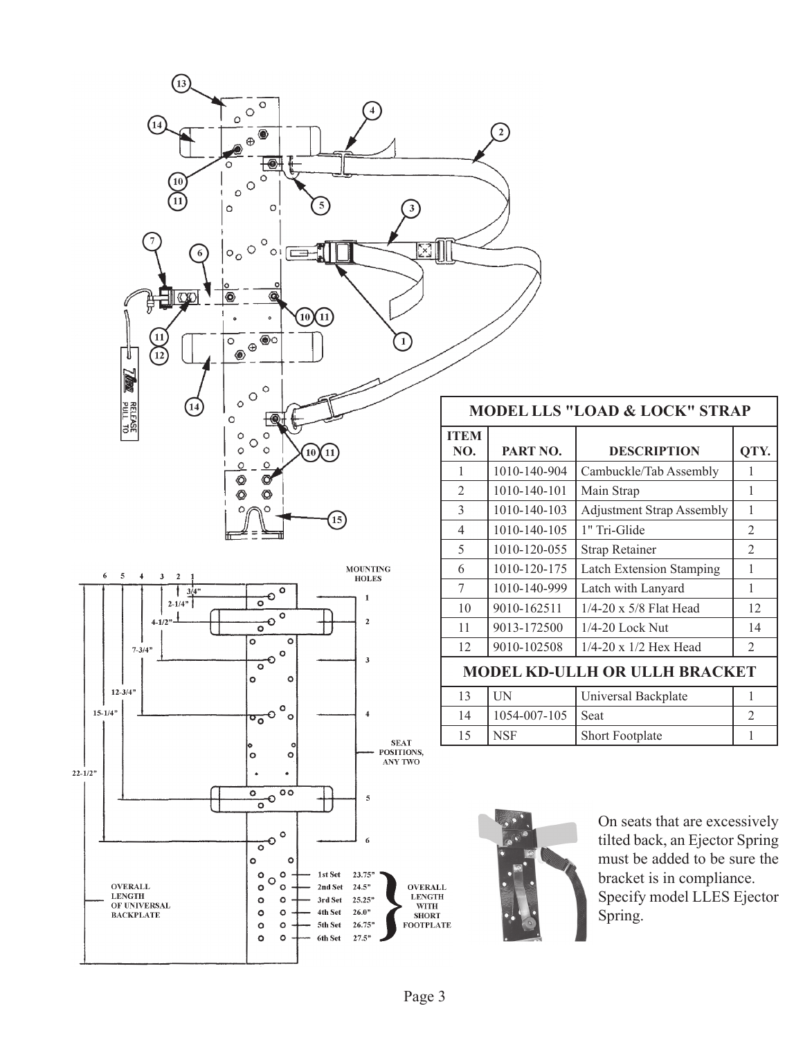## MODEL LLS "LOAD & LOCK" STRAP

| ITEM NO. | PART NO. | DESCRIPTION | QTY. |
|---|---|---|---|
| 1 | 1010-140-904 | Cambuckle/Tab Assembly | 1 |
| 2 | 1010-140-101 | Main Strap | 1 |
| 3 | 1010-140-103 | Adjustment Strap Assembly | 1 |
| 4 | 1010-140-105 | 1" Tri-Glide | 2 |
| 5 | 1010-120-055 | Strap Retainer | 2 |
| 6 | 1010-120-175 | Latch Extension Stamping | 1 |
| 7 | 1010-140-999 | Latch with Lanyard | 1 |
| 10 | 9010-162511 | 1/4-20 x 5/8 Flat Head | 12 |
| 11 | 9013-172500 | 1/4-20 Lock Nut | 14 |
| 12 | 9010-102508 | 1/4-20 x 1/2 Hex Head | 2 |
| **MODEL KD-ULLH OR ULLH BRACKET** | | | |
| 13 | UN | Universal Backplate | 1 |
| 14 | 1054-007-105 | Seat | 2 |
| 15 | NSF | Short Footplate | 1 |

MOUNTING HOLES

SEAT POSITIONS, ANY TWO

OVERALL LENGTH OF UNIVERSAL BACKPLATE

OVERALL LENGTH WITH SHORT FOOTPLATE

| Set | Length |
|---|---|
| 1st Set | 23.75" |
| 2nd Set | 24.5" |
| 3rd Set | 25.25" |
| 4th Set | 26.0" |
| 5th Set | 26.75" |
| 6th Set | 27.5" |

On seats that are excessively tilted back, an Ejector Spring must be added to be sure the bracket is in compliance. Specify model LLES Ejector Spring.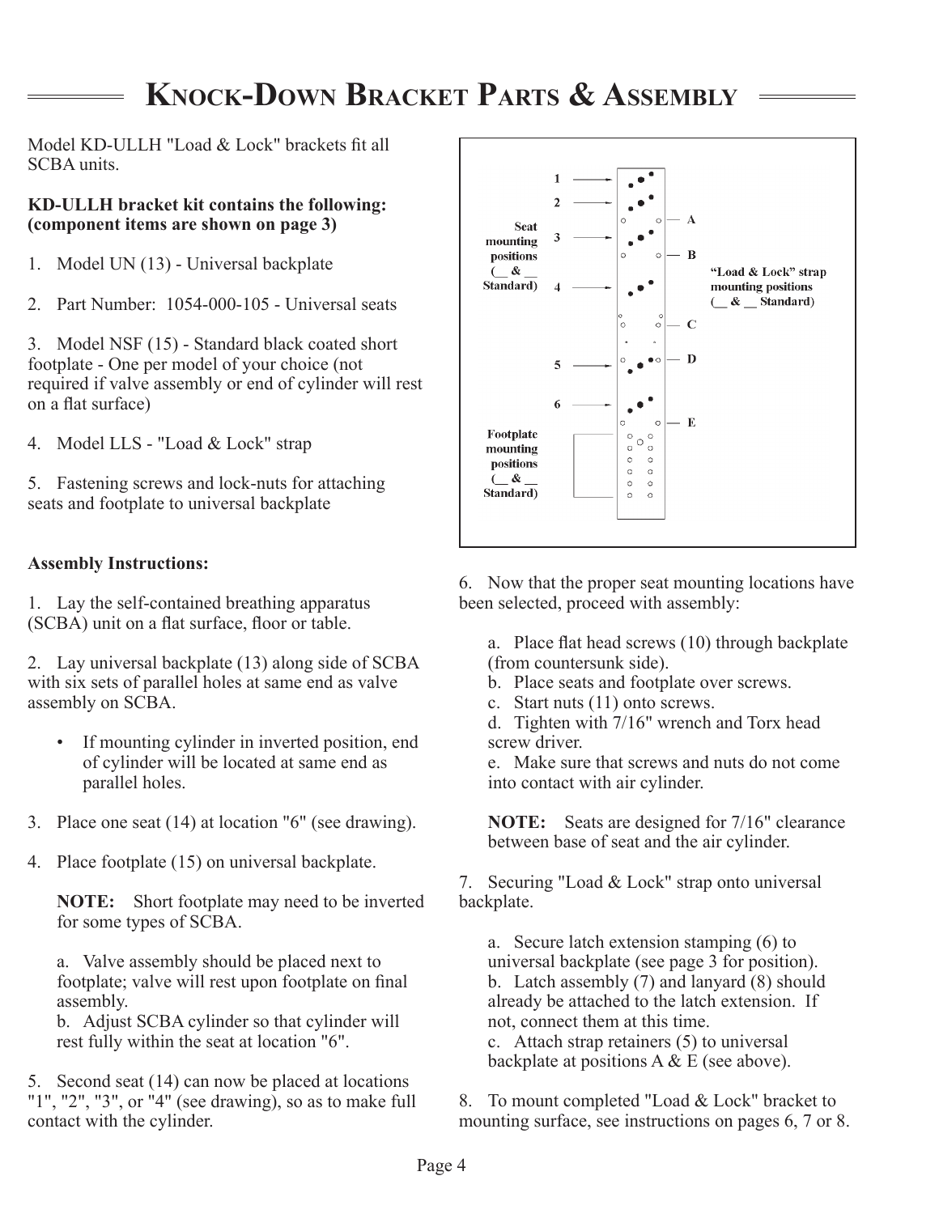# Knock-Down Bracket Parts & Assembly

Model KD-ULLH "Load & Lock" brackets fit all SCBA units.

**KD-ULLH bracket kit contains the following: (component items are shown on page 3)**

1. Model UN (13) - Universal backplate
2. Part Number: 1054-000-105 - Universal seats
3. Model NSF (15) - Standard black coated short footplate - One per model of your choice (not required if valve assembly or end of cylinder will rest on a flat surface)
4. Model LLS - "Load & Lock" strap
5. Fastening screws and lock-nuts for attaching seats and footplate to universal backplate

Seat mounting positions (__ & __ Standard): 1, 2, 3, 4, 5, 6

"Load & Lock" strap mounting positions (__ & __ Standard): A, B, C, D, E

Footplate mounting positions (__ & __ Standard)

**Assembly Instructions:**

1. Lay the self-contained breathing apparatus (SCBA) unit on a flat surface, floor or table.

2. Lay universal backplate (13) along side of SCBA with six sets of parallel holes at same end as valve assembly on SCBA.

   - If mounting cylinder in inverted position, end of cylinder will be located at same end as parallel holes.

3. Place one seat (14) at location "6" (see drawing).

4. Place footplate (15) on universal backplate.

   **NOTE:** Short footplate may need to be inverted for some types of SCBA.

   a. Valve assembly should be placed next to footplate; valve will rest upon footplate on final assembly.
   b. Adjust SCBA cylinder so that cylinder will rest fully within the seat at location "6".

5. Second seat (14) can now be placed at locations "1", "2", "3", or "4" (see drawing), so as to make full contact with the cylinder.

6. Now that the proper seat mounting locations have been selected, proceed with assembly:

   a. Place flat head screws (10) through backplate (from countersunk side).
   b. Place seats and footplate over screws.
   c. Start nuts (11) onto screws.
   d. Tighten with 7/16" wrench and Torx head screw driver.
   e. Make sure that screws and nuts do not come into contact with air cylinder.

   **NOTE:** Seats are designed for 7/16" clearance between base of seat and the air cylinder.

7. Securing "Load & Lock" strap onto universal backplate.

   a. Secure latch extension stamping (6) to universal backplate (see page 3 for position).
   b. Latch assembly (7) and lanyard (8) should already be attached to the latch extension. If not, connect them at this time.
   c. Attach strap retainers (5) to universal backplate at positions A & E (see above).

8. To mount completed "Load & Lock" bracket to mounting surface, see instructions on pages 6, 7 or 8.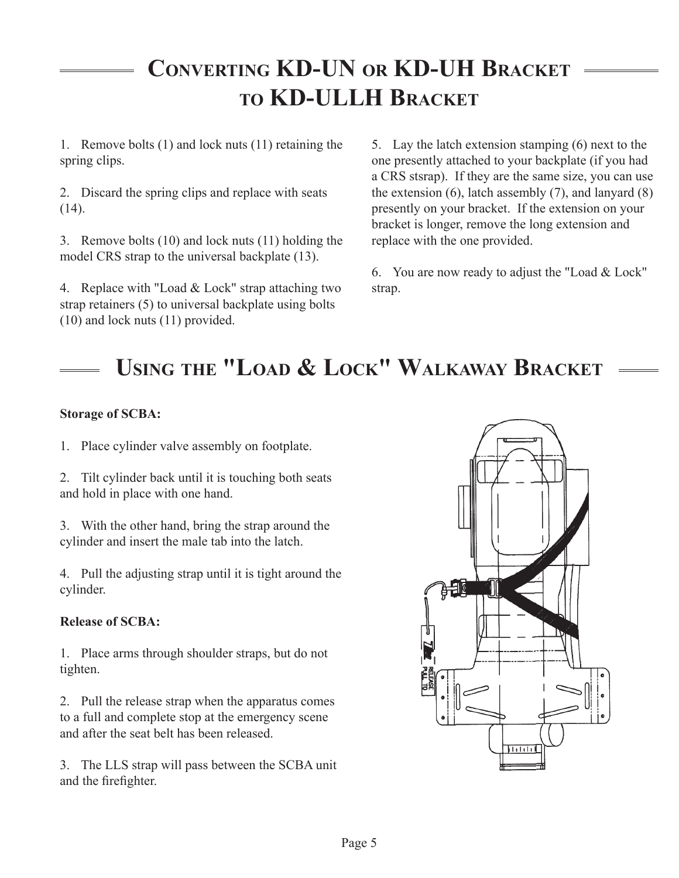# Converting KD-UN or KD-UH Bracket to KD-ULLH Bracket

1. Remove bolts (1) and lock nuts (11) retaining the spring clips.

2. Discard the spring clips and replace with seats (14).

3. Remove bolts (10) and lock nuts (11) holding the model CRS strap to the universal backplate (13).

4. Replace with "Load & Lock" strap attaching two strap retainers (5) to universal backplate using bolts (10) and lock nuts (11) provided.

5. Lay the latch extension stamping (6) next to the one presently attached to your backplate (if you had a CRS stsrap). If they are the same size, you can use the extension (6), latch assembly (7), and lanyard (8) presently on your bracket. If the extension on your bracket is longer, remove the long extension and replace with the one provided.

6. You are now ready to adjust the "Load & Lock" strap.

# Using the "Load & Lock" Walkaway Bracket

**Storage of SCBA:**

1. Place cylinder valve assembly on footplate.

2. Tilt cylinder back until it is touching both seats and hold in place with one hand.

3. With the other hand, bring the strap around the cylinder and insert the male tab into the latch.

4. Pull the adjusting strap until it is tight around the cylinder.

**Release of SCBA:**

1. Place arms through shoulder straps, but do not tighten.

2. Pull the release strap when the apparatus comes to a full and complete stop at the emergency scene and after the seat belt has been released.

3. The LLS strap will pass between the SCBA unit and the firefighter.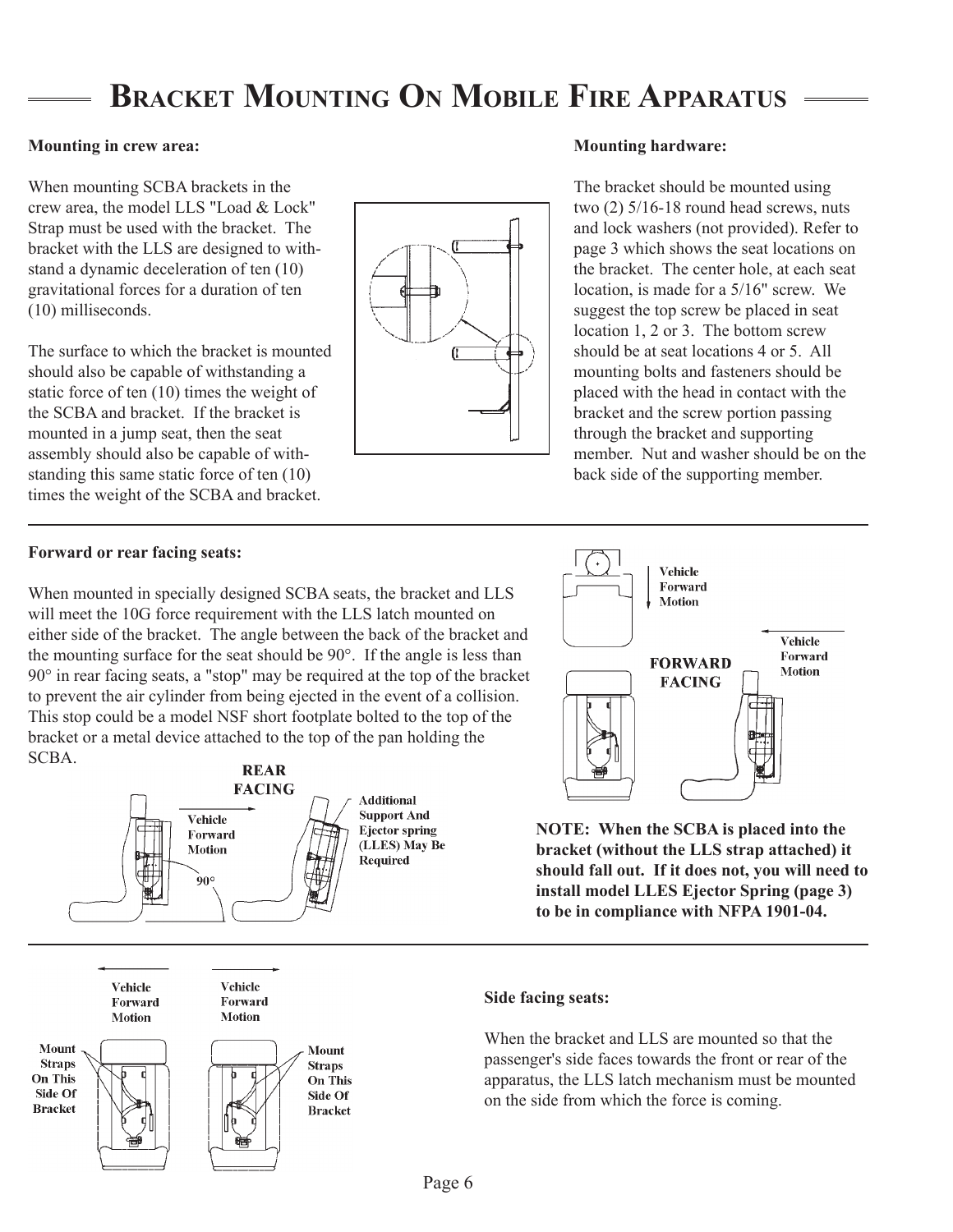# Bracket Mounting On Mobile Fire Apparatus

**Mounting in crew area:**

When mounting SCBA brackets in the crew area, the model LLS "Load & Lock" Strap must be used with the bracket. The bracket with the LLS are designed to withstand a dynamic deceleration of ten (10) gravitational forces for a duration of ten (10) milliseconds.

The surface to which the bracket is mounted should also be capable of withstanding a static force of ten (10) times the weight of the SCBA and bracket. If the bracket is mounted in a jump seat, then the seat assembly should also be capable of withstanding this same static force of ten (10) times the weight of the SCBA and bracket.

**Mounting hardware:**

The bracket should be mounted using two (2) 5/16-18 round head screws, nuts and lock washers (not provided). Refer to page 3 which shows the seat locations on the bracket. The center hole, at each seat location, is made for a 5/16" screw. We suggest the top screw be placed in seat location 1, 2 or 3. The bottom screw should be at seat locations 4 or 5. All mounting bolts and fasteners should be placed with the head in contact with the bracket and the screw portion passing through the bracket and supporting member. Nut and washer should be on the back side of the supporting member.

---

**Forward or rear facing seats:**

When mounted in specially designed SCBA seats, the bracket and LLS will meet the 10G force requirement with the LLS latch mounted on either side of the bracket. The angle between the back of the bracket and the mounting surface for the seat should be 90°. If the angle is less than 90° in rear facing seats, a "stop" may be required at the top of the bracket to prevent the air cylinder from being ejected in the event of a collision. This stop could be a model NSF short footplate bolted to the top of the bracket or a metal device attached to the top of the pan holding the SCBA.

REAR FACING — Vehicle Forward Motion — 90° — Additional Support And Ejector spring (LLES) May Be Required

FORWARD FACING — Vehicle Forward Motion

**NOTE: When the SCBA is placed into the bracket (without the LLS strap attached) it should fall out. If it does not, you will need to install model LLES Ejector Spring (page 3) to be in compliance with NFPA 1901-04.**

---

Vehicle Forward Motion — Mount Straps On This Side Of Bracket

**Side facing seats:**

When the bracket and LLS are mounted so that the passenger's side faces towards the front or rear of the apparatus, the LLS latch mechanism must be mounted on the side from which the force is coming.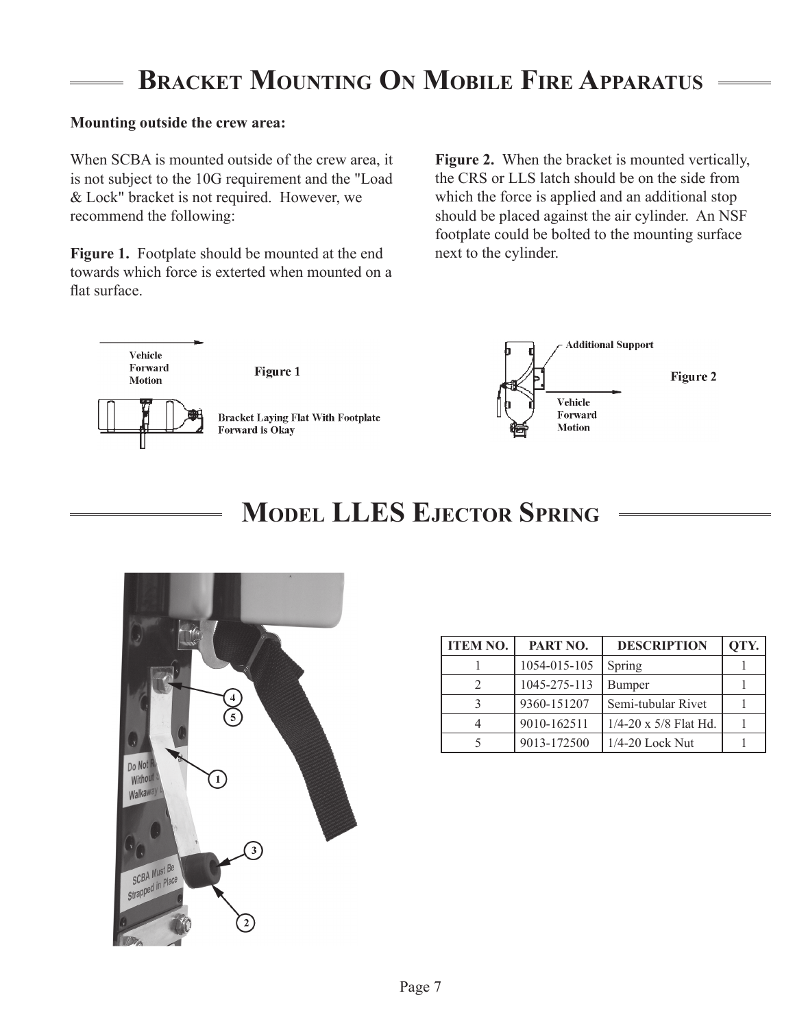# Bracket Mounting On Mobile Fire Apparatus

**Mounting outside the crew area:**

When SCBA is mounted outside of the crew area, it is not subject to the 10G requirement and the "Load & Lock" bracket is not required. However, we recommend the following:

**Figure 1.** Footplate should be mounted at the end towards which force is exterted when mounted on a flat surface.

**Figure 2.** When the bracket is mounted vertically, the CRS or LLS latch should be on the side from which the force is applied and an additional stop should be placed against the air cylinder. An NSF footplate could be bolted to the mounting surface next to the cylinder.

Vehicle Forward Motion

Figure 1

Bracket Laying Flat With Footplate Forward is Okay

Additional Support

Vehicle Forward Motion

Figure 2

# Model LLES Ejector Spring

| ITEM NO. | PART NO. | DESCRIPTION | QTY. |
|---|---|---|---|
| 1 | 1054-015-105 | Spring | 1 |
| 2 | 1045-275-113 | Bumper | 1 |
| 3 | 9360-151207 | Semi-tubular Rivet | 1 |
| 4 | 9010-162511 | 1/4-20 x 5/8 Flat Hd. | 1 |
| 5 | 9013-172500 | 1/4-20 Lock Nut | 1 |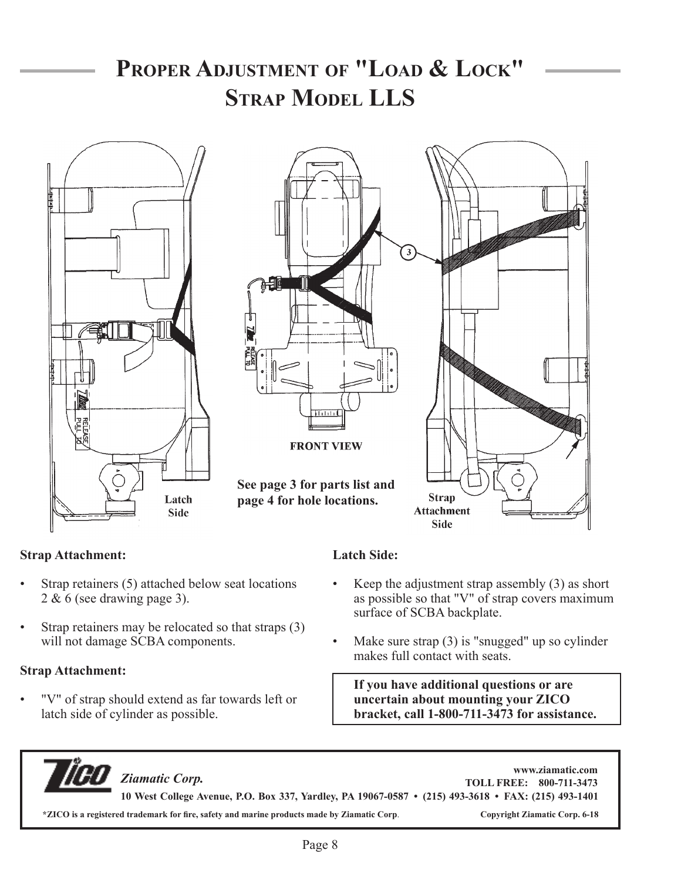# Proper Adjustment of "Load & Lock" Strap Model LLS

FRONT VIEW

Latch Side

Strap Attachment Side

3

See page 3 for parts list and page 4 for hole locations.

**Strap Attachment:**

- Strap retainers (5) attached below seat locations 2 & 6 (see drawing page 3).
- Strap retainers may be relocated so that straps (3) will not damage SCBA components.

**Strap Attachment:**

- "V" of strap should extend as far towards left or latch side of cylinder as possible.

**Latch Side:**

- Keep the adjustment strap assembly (3) as short as possible so that "V" of strap covers maximum surface of SCBA backplate.
- Make sure strap (3) is "snugged" up so cylinder makes full contact with seats.

**If you have additional questions or are uncertain about mounting your ZICO bracket, call 1-800-711-3473 for assistance.**

*Ziamatic Corp.*

www.ziamatic.com
TOLL FREE: 800-711-3473
10 West College Avenue, P.O. Box 337, Yardley, PA 19067-0587 • (215) 493-3618 • FAX: (215) 493-1401

*ZICO is a registered trademark for fire, safety and marine products made by Ziamatic Corp. Copyright Ziamatic Corp. 6-18